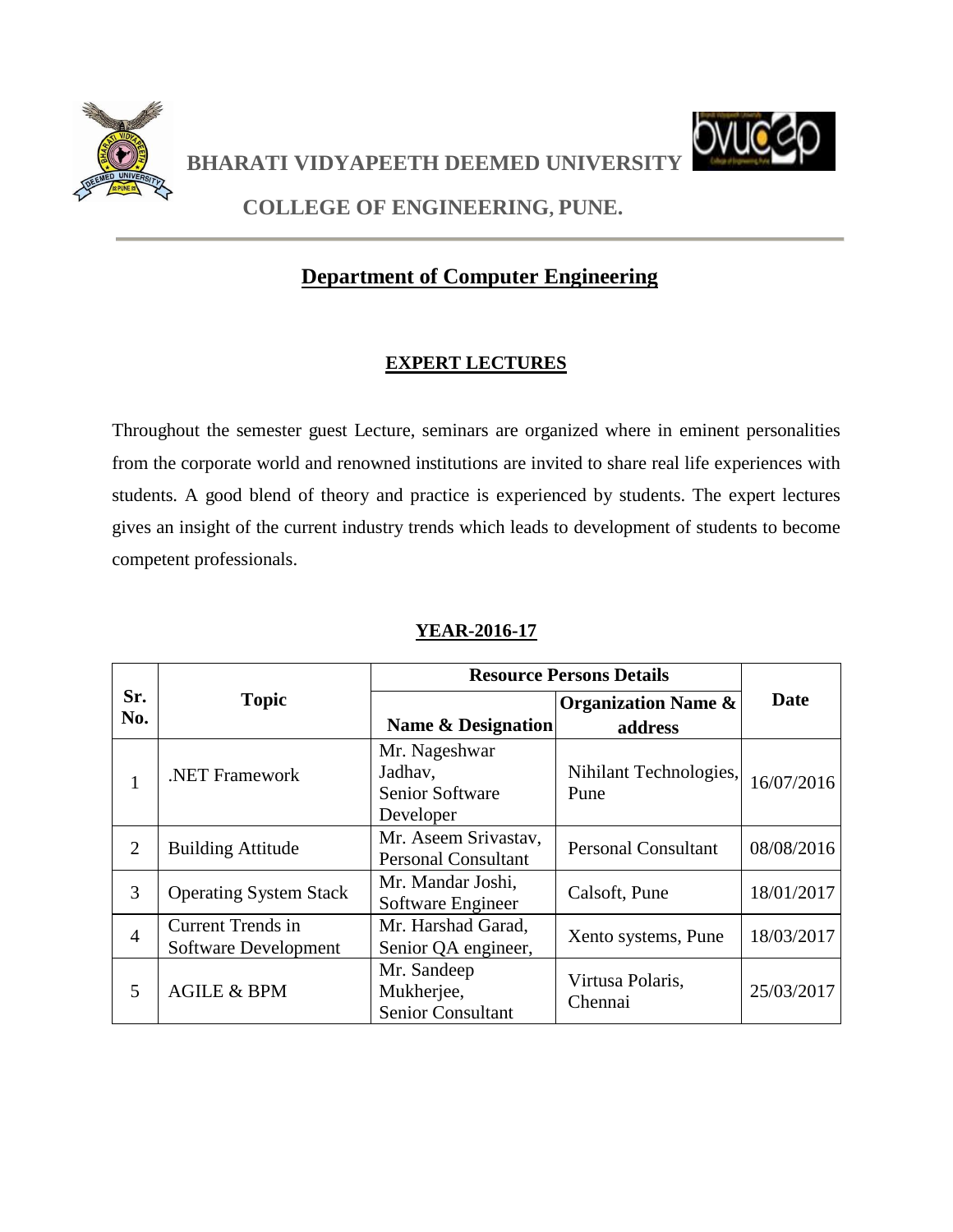# BHARATI VIDYAPEETH DEEMED UNIVERSITY

## COLLEGE OF ENGINEERING, PUNE.

## Department of Computer Engineering

### EXPERT LECTURES

Throughout the semester guest Lecture, seminars are organized where in eminent personalities from the corporate world and renowned institutions are invited to share real life experiences with students. A good blend of theory and practice is experienced by students. The expert lectures gives an insight of the current industry trends which leads to development of students to become competent professionals.

### YEAR-2016-17

| Sr. No. | Topic | Resource Persons Details | | Date |
|---|---|---|---|---|
| | | Name & Designation | Organization Name & address | |
| 1 | .NET Framework | Mr. Nageshwar Jadhav, Senior Software Developer | Nihilant Technologies, Pune | 16/07/2016 |
| 2 | Building Attitude | Mr. Aseem Srivastav, Personal Consultant | Personal Consultant | 08/08/2016 |
| 3 | Operating System Stack | Mr. Mandar Joshi, Software Engineer | Calsoft, Pune | 18/01/2017 |
| 4 | Current Trends in Software Development | Mr. Harshad Garad, Senior QA engineer, | Xento systems, Pune | 18/03/2017 |
| 5 | AGILE & BPM | Mr. Sandeep Mukherjee, Senior Consultant | Virtusa Polaris, Chennai | 25/03/2017 |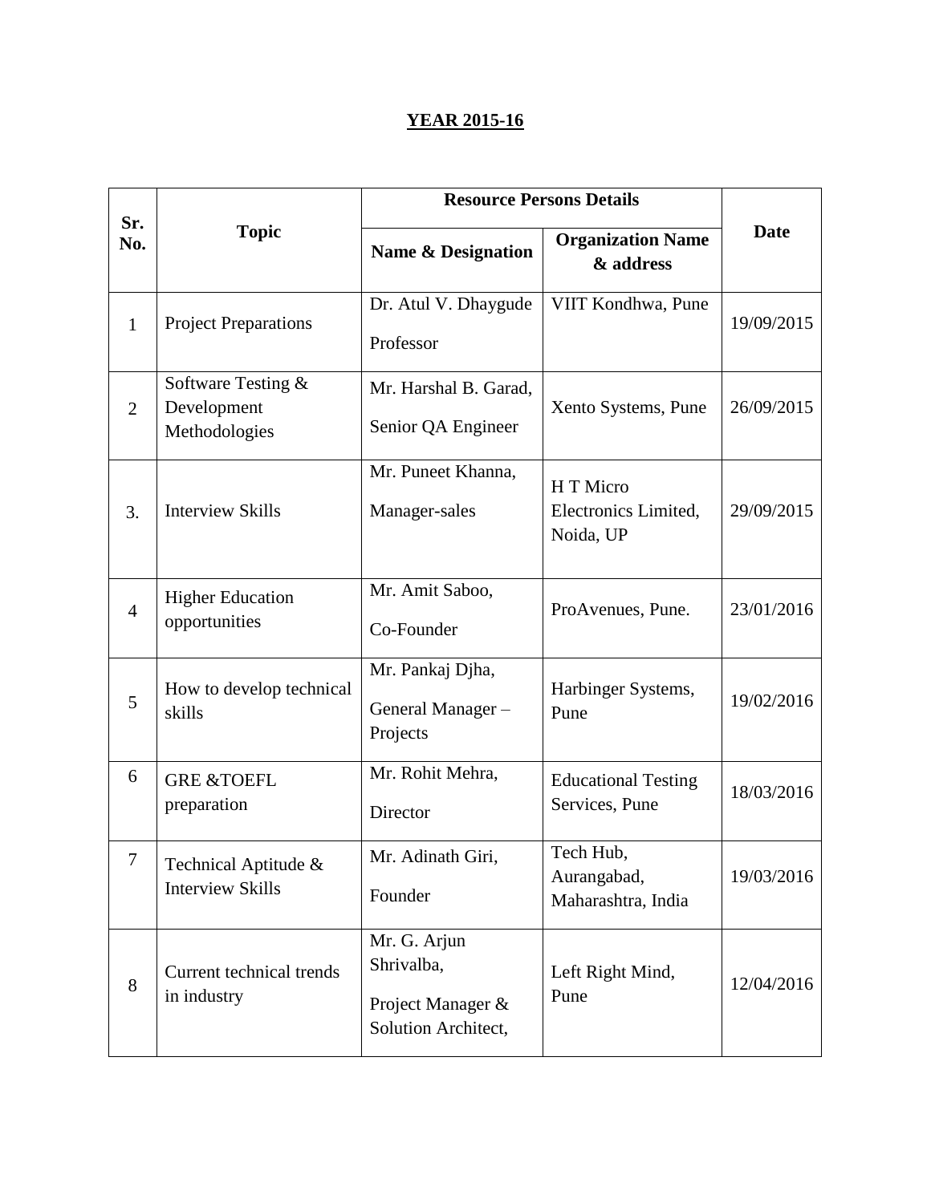**YEAR 2015-16**

| Sr. No. | Topic | Resource Persons Details | | Date |
|---|---|---|---|---|
| | | Name & Designation | Organization Name & address | |
| 1 | Project Preparations | Dr. Atul V. Dhaygude<br>Professor | VIIT Kondhwa, Pune | 19/09/2015 |
| 2 | Software Testing & Development Methodologies | Mr. Harshal B. Garad,<br>Senior QA Engineer | Xento Systems, Pune | 26/09/2015 |
| 3. | Interview Skills | Mr. Puneet Khanna,<br>Manager-sales | H T Micro Electronics Limited, Noida, UP | 29/09/2015 |
| 4 | Higher Education opportunities | Mr. Amit Saboo,<br>Co-Founder | ProAvenues, Pune. | 23/01/2016 |
| 5 | How to develop technical skills | Mr. Pankaj Djha,<br>General Manager – Projects | Harbinger Systems, Pune | 19/02/2016 |
| 6 | GRE &TOEFL preparation | Mr. Rohit Mehra,<br>Director | Educational Testing Services, Pune | 18/03/2016 |
| 7 | Technical Aptitude & Interview Skills | Mr. Adinath Giri,<br>Founder | Tech Hub, Aurangabad, Maharashtra, India | 19/03/2016 |
| 8 | Current technical trends in industry | Mr. G. Arjun Shrivalba,<br>Project Manager & Solution Architect, | Left Right Mind, Pune | 12/04/2016 |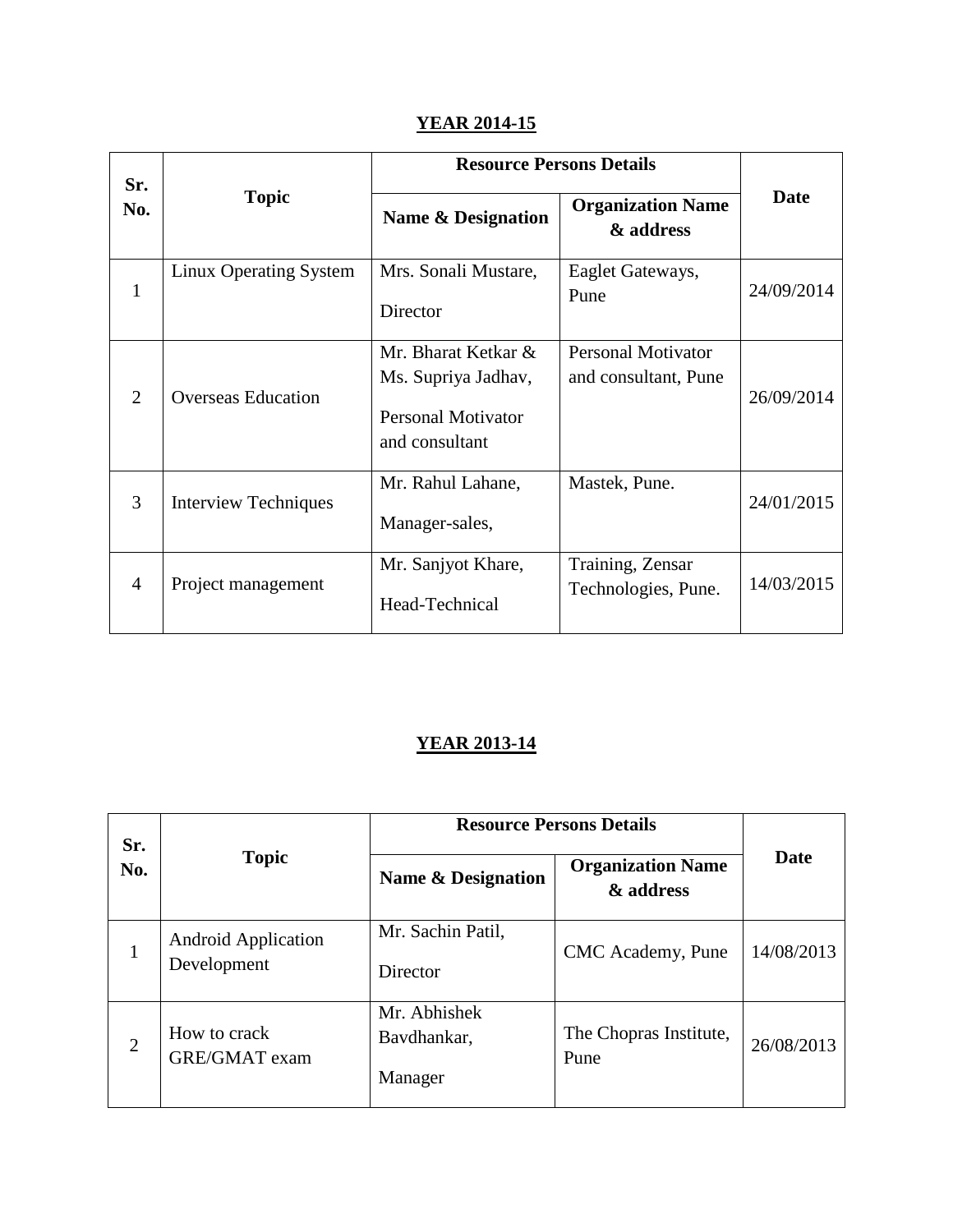## YEAR 2014-15

| Sr. No. | Topic | Resource Persons Details | | Date |
|---|---|---|---|---|
| | | Name & Designation | Organization Name & address | |
| 1 | Linux Operating System | Mrs. Sonali Mustare, Director | Eaglet Gateways, Pune | 24/09/2014 |
| 2 | Overseas Education | Mr. Bharat Ketkar & Ms. Supriya Jadhav, Personal Motivator and consultant | Personal Motivator and consultant, Pune | 26/09/2014 |
| 3 | Interview Techniques | Mr. Rahul Lahane, Manager-sales, | Mastek, Pune. | 24/01/2015 |
| 4 | Project management | Mr. Sanjyot Khare, Head-Technical | Training, Zensar Technologies, Pune. | 14/03/2015 |

## YEAR 2013-14

| Sr. No. | Topic | Resource Persons Details | | Date |
|---|---|---|---|---|
| | | Name & Designation | Organization Name & address | |
| 1 | Android Application Development | Mr. Sachin Patil, Director | CMC Academy, Pune | 14/08/2013 |
| 2 | How to crack GRE/GMAT exam | Mr. Abhishek Bavdhankar, Manager | The Chopras Institute, Pune | 26/08/2013 |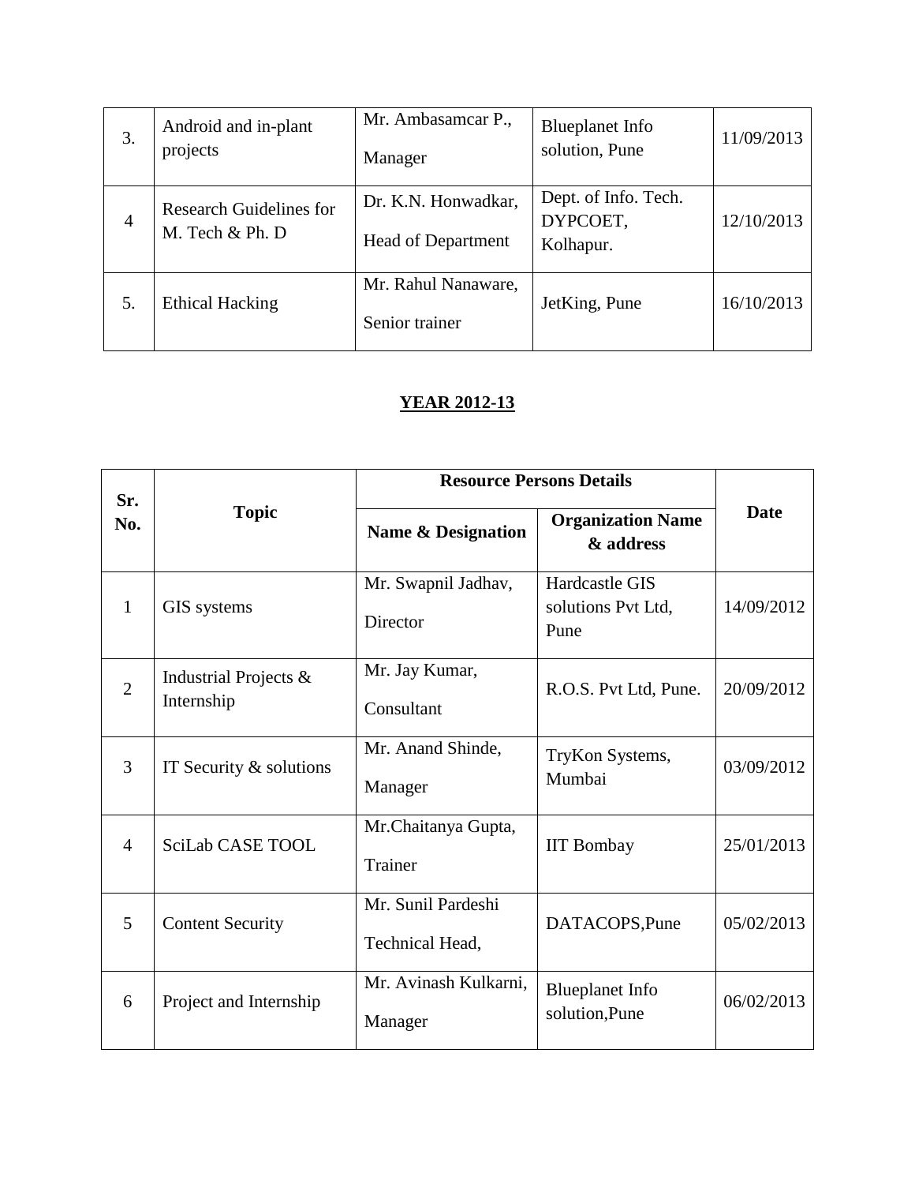| 3. | Android and in-plant projects | Mr. Ambasamcar P., Manager | Blueplanet Info solution, Pune | 11/09/2013 |
|---|---|---|---|---|
| 4 | Research Guidelines for M. Tech & Ph. D | Dr. K.N. Honwadkar, Head of Department | Dept. of Info. Tech. DYPCOET, Kolhapur. | 12/10/2013 |
| 5. | Ethical Hacking | Mr. Rahul Nanaware, Senior trainer | JetKing, Pune | 16/10/2013 |

## YEAR 2012-13

| Sr. No. | Topic | Resource Persons Details | | Date |
|---|---|---|---|---|
| | | **Name & Designation** | **Organization Name & address** | |
| 1 | GIS systems | Mr. Swapnil Jadhav, Director | Hardcastle GIS solutions Pvt Ltd, Pune | 14/09/2012 |
| 2 | Industrial Projects & Internship | Mr. Jay Kumar, Consultant | R.O.S. Pvt Ltd, Pune. | 20/09/2012 |
| 3 | IT Security & solutions | Mr. Anand Shinde, Manager | TryKon Systems, Mumbai | 03/09/2012 |
| 4 | SciLab CASE TOOL | Mr.Chaitanya Gupta, Trainer | IIT Bombay | 25/01/2013 |
| 5 | Content Security | Mr. Sunil Pardeshi Technical Head, | DATACOPS,Pune | 05/02/2013 |
| 6 | Project and Internship | Mr. Avinash Kulkarni, Manager | Blueplanet Info solution,Pune | 06/02/2013 |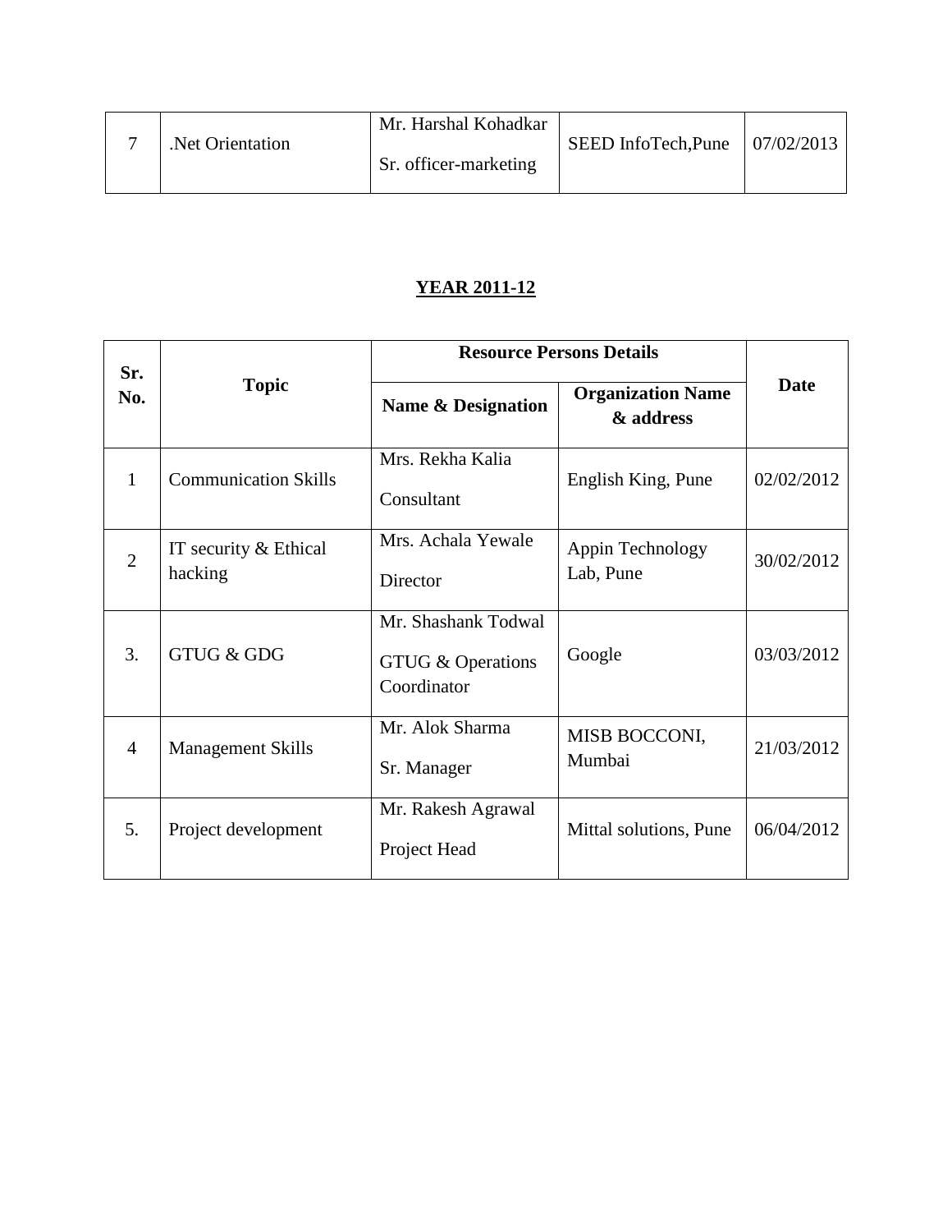| | | | | |
|---|---|---|---|---|
| 7 | .Net Orientation | Mr. Harshal Kohadkar<br>Sr. officer-marketing | SEED InfoTech,Pune | 07/02/2013 |

## YEAR 2011-12

| Sr. No. | Topic | Resource Persons Details | | Date |
|---|---|---|---|---|
| | | **Name & Designation** | **Organization Name & address** | |
| 1 | Communication Skills | Mrs. Rekha Kalia<br>Consultant | English King, Pune | 02/02/2012 |
| 2 | IT security & Ethical hacking | Mrs. Achala Yewale<br>Director | Appin Technology Lab, Pune | 30/02/2012 |
| 3. | GTUG & GDG | Mr. Shashank Todwal<br>GTUG & Operations Coordinator | Google | 03/03/2012 |
| 4 | Management Skills | Mr. Alok Sharma<br>Sr. Manager | MISB BOCCONI, Mumbai | 21/03/2012 |
| 5. | Project development | Mr. Rakesh Agrawal<br>Project Head | Mittal solutions, Pune | 06/04/2012 |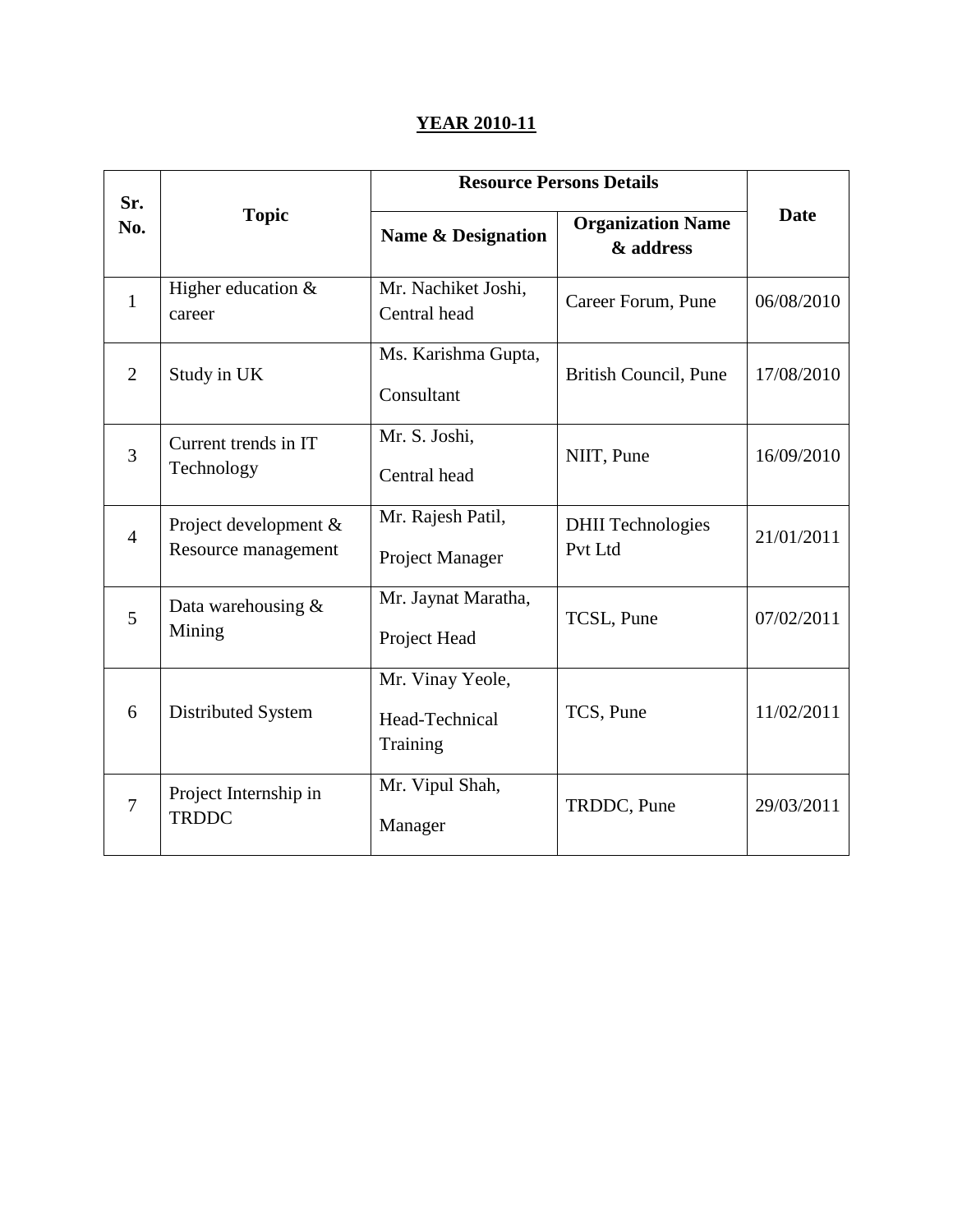**YEAR 2010-11**

| Sr. No. | Topic | Resource Persons Details | | Date |
|---|---|---|---|---|
| | | Name & Designation | Organization Name & address | |
| 1 | Higher education & career | Mr. Nachiket Joshi, Central head | Career Forum, Pune | 06/08/2010 |
| 2 | Study in UK | Ms. Karishma Gupta, Consultant | British Council, Pune | 17/08/2010 |
| 3 | Current trends in IT Technology | Mr. S. Joshi, Central head | NIIT, Pune | 16/09/2010 |
| 4 | Project development & Resource management | Mr. Rajesh Patil, Project Manager | DHII Technologies Pvt Ltd | 21/01/2011 |
| 5 | Data warehousing & Mining | Mr. Jaynat Maratha, Project Head | TCSL, Pune | 07/02/2011 |
| 6 | Distributed System | Mr. Vinay Yeole, Head-Technical Training | TCS, Pune | 11/02/2011 |
| 7 | Project Internship in TRDDC | Mr. Vipul Shah, Manager | TRDDC, Pune | 29/03/2011 |